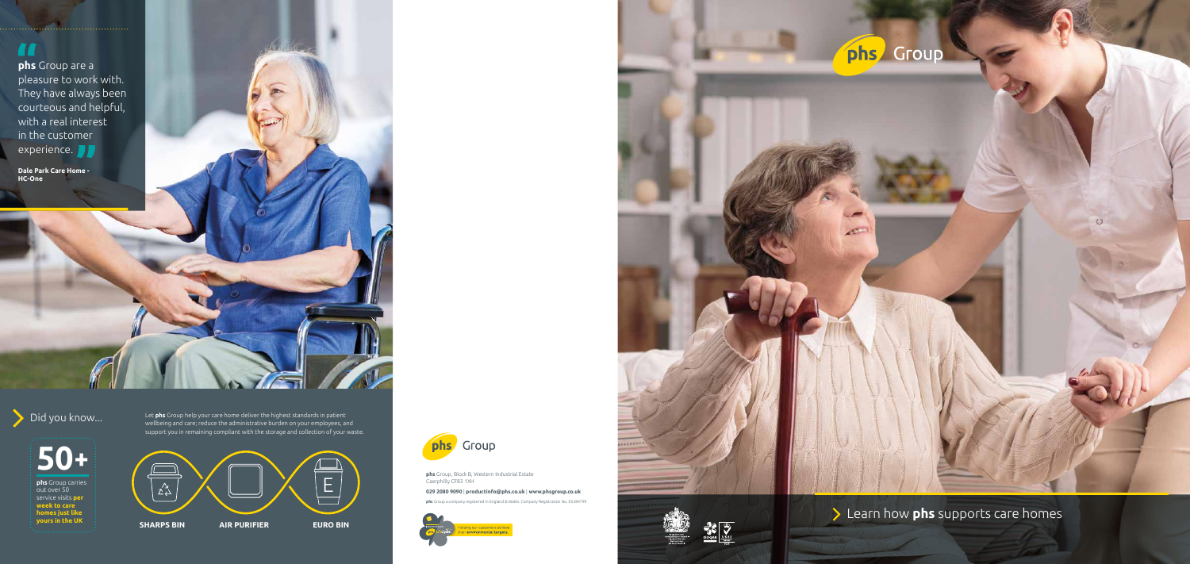> **phs** Group are a pleasure to work with. They have always been courteous and helpful, with a real interest in the customer experience.
>
> **Dale Park Care Home - HC-One**

## Did you know...

**50+**

**phs** Group carries out over 50 service visits **per week to care homes just like yours in the UK**

Let **phs** Group help your care home deliver the highest standards in patient wellbeing and care; reduce the administrative burden on your employees, and support you in remaining compliant with the storage and collection of your waste.

**SHARPS BIN** | **AIR PURIFIER** | **EURO BIN**

**phs** Group

**phs** Group, Block B, Western Industrial Estate
Caerphilly CF83 1XH

**029 2080 9090** | **productinfo@phs.co.uk** | **www.phsgroup.co.uk**

**phs** Group a company registered in England & Wales. Company Registration No. 05384799

Helping our customers achieve their **environmental targets**.

**phs** Group

## Learn how **phs** supports care homes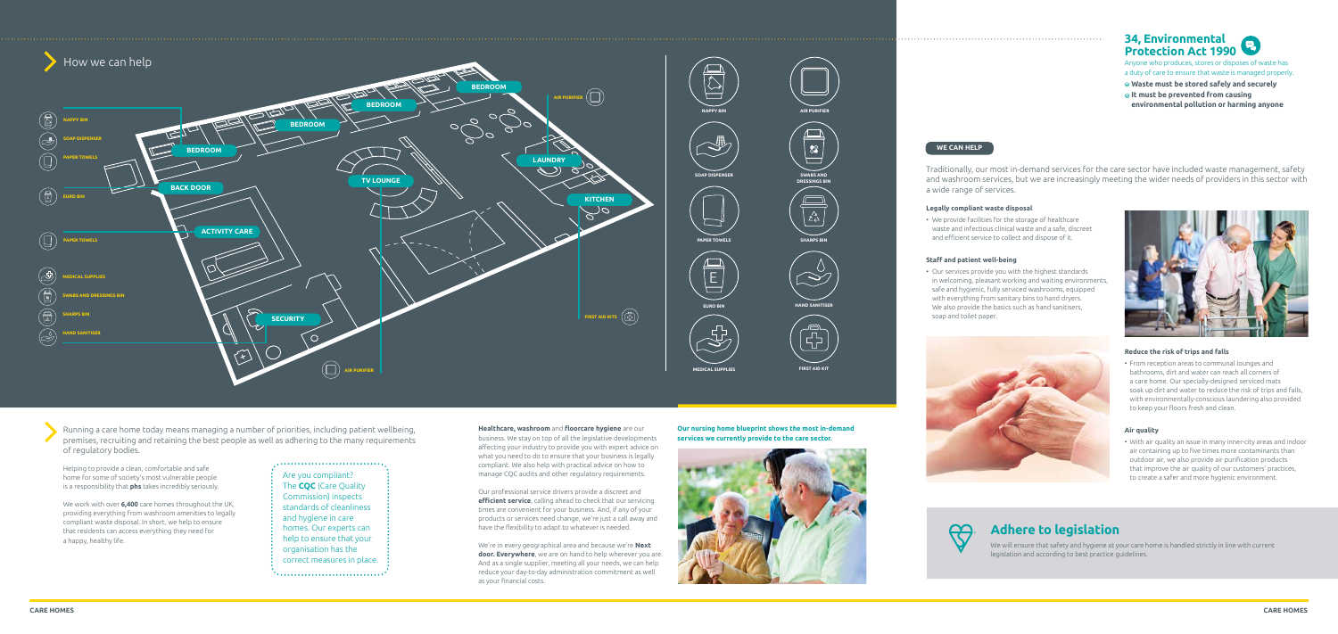## How we can help

NAPPY BIN
SOAP DISPENSER
PAPER TOWELS
EURO BIN
PAPER TOWELS
MEDICAL SUPPLIES
SWABS AND DRESSINGS BIN
SHARPS BIN
HAND SANITISER

BEDROOM
BEDROOM
BEDROOM
BEDROOM
BACK DOOR
TV LOUNGE
LAUNDRY
KITCHEN
ACTIVITY CARE
SECURITY
AIR PURIFIER
FIRST AID KITS
AIR PURIFIER

NAPPY BIN
AIR PURIFIER
SOAP DISPENSER
SWABS AND DRESSINGS BIN
PAPER TOWELS
SHARPS BIN
EURO BIN
HAND SANITISER
MEDICAL SUPPLIES
FIRST AID KIT

Running a care home today means managing a number of priorities, including patient wellbeing, premises, recruiting and retaining the best people as well as adhering to the many requirements of regulatory bodies.

Helping to provide a clean, comfortable and safe home for some of society's most vulnerable people is a responsibility that **phs** takes incredibly seriously.

We work with over **6,400** care homes throughout the UK, providing everything from washroom amenities to legally compliant waste disposal. In short, we help to ensure that residents can access everything they need for a happy, healthy life.

Are you compliant? The **CQC** (Care Quality Commission) inspects standards of cleanliness and hygiene in care homes. Our experts can help to ensure that your organisation has the correct measures in place.

**Healthcare, washroom** and **floorcare hygiene** are our business. We stay on top of all the legislative developments affecting your industry to provide you with expert advice on what you need to do to ensure that your business is legally compliant. We also help with practical advice on how to manage CQC audits and other regulatory requirements.

Our professional service drivers provide a discreet and **efficient service**, calling ahead to check that our servicing times are convenient for your business. And, if any of your products or services need change, we're just a call away and have the flexibility to adapt to whatever is needed.

We're in every geographical area and because we're **Next door. Everywhere**, we are on hand to help wherever you are. And as a single supplier, meeting all your needs, we can help reduce your day-to-day administration commitment as well as your financial costs.

**Our nursing home blueprint shows the most in-demand services we currently provide to the care sector.**

## 34, Environmental Protection Act 1990

Anyone who produces, stores or disposes of waste has a duty of care to ensure that waste is managed properly.

- **Waste must be stored safely and securely**
- **It must be prevented from causing environmental pollution or harming anyone**

**WE CAN HELP**

Traditionally, our most in-demand services for the care sector have included waste management, safety and washroom services, but we are increasingly meeting the wider needs of providers in this sector with a wide range of services.

**Legally compliant waste disposal**

- We provide facilities for the storage of healthcare waste and infectious clinical waste and a safe, discreet and efficient service to collect and dispose of it.

**Staff and patient well-being**

- Our services provide you with the highest standards in welcoming, pleasant working and waiting environments, safe and hygienic, fully serviced washrooms, equipped with everything from sanitary bins to hand dryers. We also provide the basics such as hand sanitisers, soap and toilet paper.

**Reduce the risk of trips and falls**

- From reception areas to communal lounges and bathrooms, dirt and water can reach all corners of a care home. Our specially-designed serviced mats soak up dirt and water to reduce the risk of trips and falls, with environmentally-conscious laundering also provided to keep your floors fresh and clean.

**Air quality**

- With air quality an issue in many inner-city areas and indoor air containing up to five times more contaminants than outdoor air, we also provide air purification products that improve the air quality of our customers' practices, to create a safer and more hygienic environment.

## Adhere to legislation

We will ensure that safety and hygiene at your care home is handled strictly in line with current legislation and according to best practice guidelines.